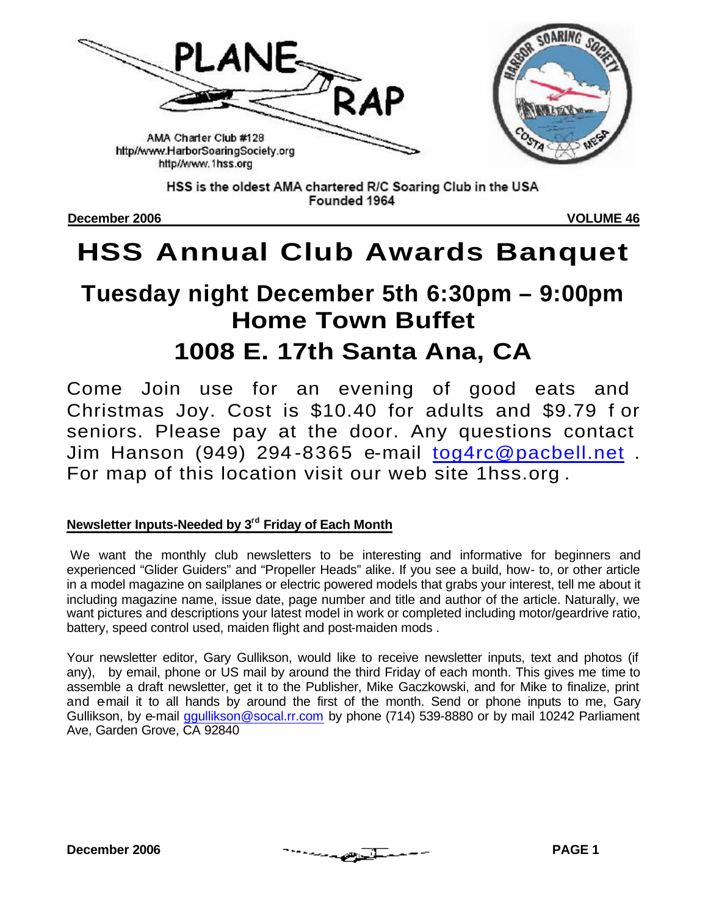# PLANE RAP

AMA Charter Club #128
http//www.HarborSoaringSociety.org
http//www.1hss.org

HSS is the oldest AMA chartered R/C Soaring Club in the USA
Founded 1964

**December 2006** **VOLUME 46**

# HSS Annual Club Awards Banquet

## Tuesday night December 5th 6:30pm – 9:00pm
## Home Town Buffet
## 1008 E. 17th Santa Ana, CA

Come Join use for an evening of good eats and Christmas Joy. Cost is $10.40 for adults and $9.79 for seniors. Please pay at the door. Any questions contact Jim Hanson (949) 294-8365 e-mail tog4rc@pacbell.net . For map of this location visit our web site 1hss.org .

**Newsletter Inputs-Needed by 3rd Friday of Each Month**

We want the monthly club newsletters to be interesting and informative for beginners and experienced "Glider Guiders" and "Propeller Heads" alike. If you see a build, how- to, or other article in a model magazine on sailplanes or electric powered models that grabs your interest, tell me about it including magazine name, issue date, page number and title and author of the article. Naturally, we want pictures and descriptions your latest model in work or completed including motor/geardrive ratio, battery, speed control used, maiden flight and post-maiden mods .

Your newsletter editor, Gary Gullikson, would like to receive newsletter inputs, text and photos (if any), by email, phone or US mail by around the third Friday of each month. This gives me time to assemble a draft newsletter, get it to the Publisher, Mike Gaczkowski, and for Mike to finalize, print and email it to all hands by around the first of the month. Send or phone inputs to me, Gary Gullikson, by e-mail ggullikson@socal.rr.com by phone (714) 539-8880 or by mail 10242 Parliament Ave, Garden Grove, CA 92840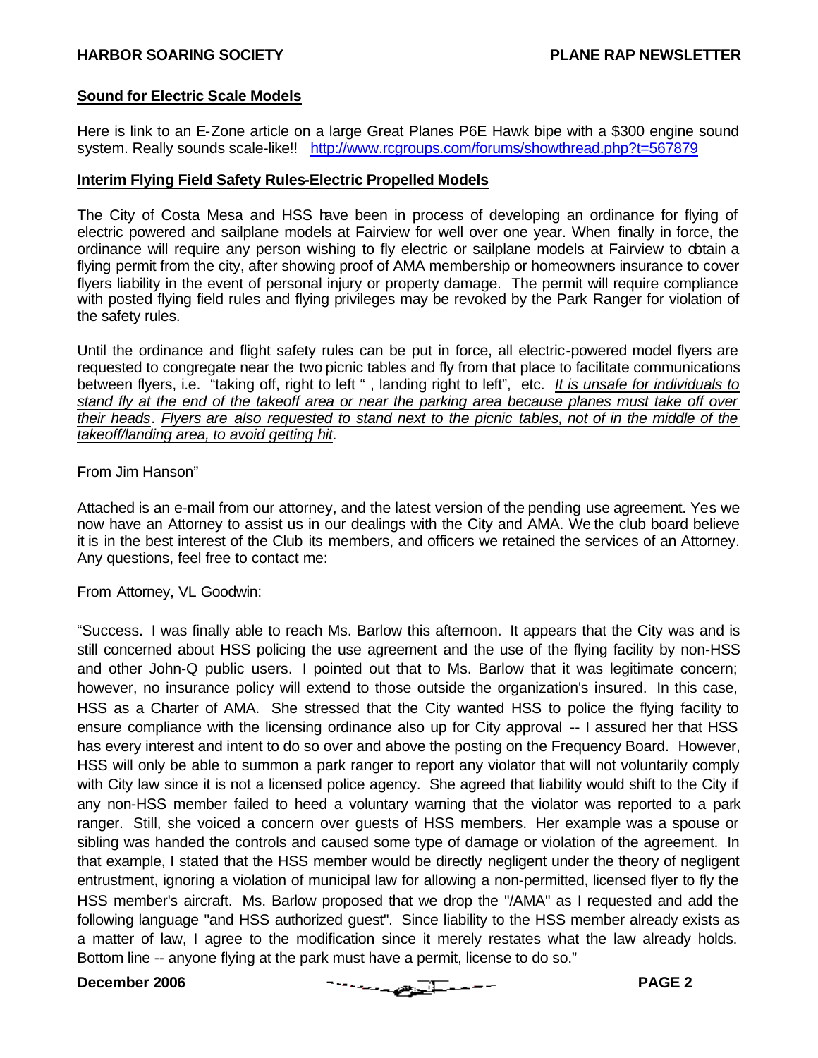## Sound for Electric Scale Models

Here is link to an E-Zone article on a large Great Planes P6E Hawk bipe with a $300 engine sound system. Really sounds scale-like!! http://www.rcgroups.com/forums/showthread.php?t=567879

## Interim Flying Field Safety Rules-Electric Propelled Models

The City of Costa Mesa and HSS have been in process of developing an ordinance for flying of electric powered and sailplane models at Fairview for well over one year. When finally in force, the ordinance will require any person wishing to fly electric or sailplane models at Fairview to obtain a flying permit from the city, after showing proof of AMA membership or homeowners insurance to cover flyers liability in the event of personal injury or property damage. The permit will require compliance with posted flying field rules and flying privileges may be revoked by the Park Ranger for violation of the safety rules.

Until the ordinance and flight safety rules can be put in force, all electric-powered model flyers are requested to congregate near the two picnic tables and fly from that place to facilitate communications between flyers, i.e. "taking off, right to left " , landing right to left", etc. *It is unsafe for individuals to stand fly at the end of the takeoff area or near the parking area because planes must take off over their heads*. *Flyers are also requested to stand next to the picnic tables, not of in the middle of the takeoff/landing area, to avoid getting hit*.

From Jim Hanson"

Attached is an e-mail from our attorney, and the latest version of the pending use agreement. Yes we now have an Attorney to assist us in our dealings with the City and AMA. We the club board believe it is in the best interest of the Club its members, and officers we retained the services of an Attorney. Any questions, feel free to contact me:

From Attorney, VL Goodwin:

"Success. I was finally able to reach Ms. Barlow this afternoon. It appears that the City was and is still concerned about HSS policing the use agreement and the use of the flying facility by non-HSS and other John-Q public users. I pointed out that to Ms. Barlow that it was legitimate concern; however, no insurance policy will extend to those outside the organization's insured. In this case, HSS as a Charter of AMA. She stressed that the City wanted HSS to police the flying facility to ensure compliance with the licensing ordinance also up for City approval -- I assured her that HSS has every interest and intent to do so over and above the posting on the Frequency Board. However, HSS will only be able to summon a park ranger to report any violator that will not voluntarily comply with City law since it is not a licensed police agency. She agreed that liability would shift to the City if any non-HSS member failed to heed a voluntary warning that the violator was reported to a park ranger. Still, she voiced a concern over guests of HSS members. Her example was a spouse or sibling was handed the controls and caused some type of damage or violation of the agreement. In that example, I stated that the HSS member would be directly negligent under the theory of negligent entrustment, ignoring a violation of municipal law for allowing a non-permitted, licensed flyer to fly the HSS member's aircraft. Ms. Barlow proposed that we drop the "/AMA" as I requested and add the following language "and HSS authorized guest". Since liability to the HSS member already exists as a matter of law, I agree to the modification since it merely restates what the law already holds. Bottom line -- anyone flying at the park must have a permit, license to do so."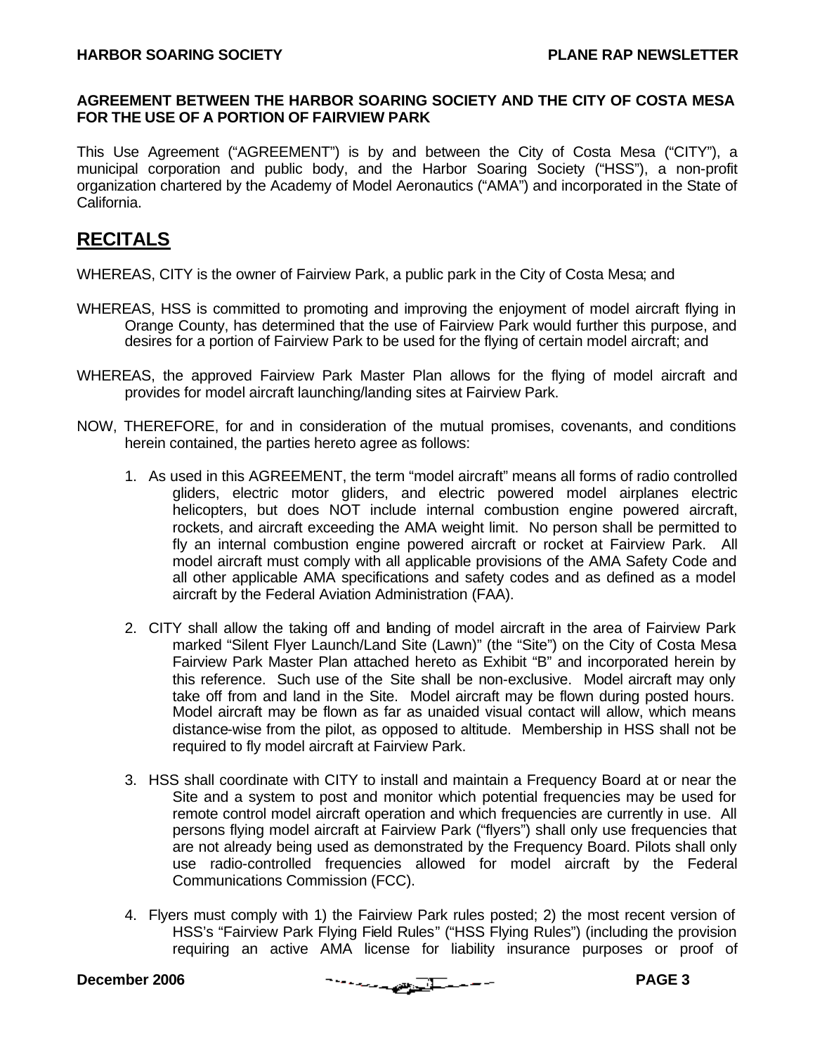**AGREEMENT BETWEEN THE HARBOR SOARING SOCIETY AND THE CITY OF COSTA MESA FOR THE USE OF A PORTION OF FAIRVIEW PARK**

This Use Agreement ("AGREEMENT") is by and between the City of Costa Mesa ("CITY"), a municipal corporation and public body, and the Harbor Soaring Society ("HSS"), a non-profit organization chartered by the Academy of Model Aeronautics ("AMA") and incorporated in the State of California.

## RECITALS

WHEREAS, CITY is the owner of Fairview Park, a public park in the City of Costa Mesa; and

WHEREAS, HSS is committed to promoting and improving the enjoyment of model aircraft flying in Orange County, has determined that the use of Fairview Park would further this purpose, and desires for a portion of Fairview Park to be used for the flying of certain model aircraft; and

WHEREAS, the approved Fairview Park Master Plan allows for the flying of model aircraft and provides for model aircraft launching/landing sites at Fairview Park.

NOW, THEREFORE, for and in consideration of the mutual promises, covenants, and conditions herein contained, the parties hereto agree as follows:

1. As used in this AGREEMENT, the term "model aircraft" means all forms of radio controlled gliders, electric motor gliders, and electric powered model airplanes electric helicopters, but does NOT include internal combustion engine powered aircraft, rockets, and aircraft exceeding the AMA weight limit. No person shall be permitted to fly an internal combustion engine powered aircraft or rocket at Fairview Park. All model aircraft must comply with all applicable provisions of the AMA Safety Code and all other applicable AMA specifications and safety codes and as defined as a model aircraft by the Federal Aviation Administration (FAA).

2. CITY shall allow the taking off and landing of model aircraft in the area of Fairview Park marked "Silent Flyer Launch/Land Site (Lawn)" (the "Site") on the City of Costa Mesa Fairview Park Master Plan attached hereto as Exhibit "B" and incorporated herein by this reference. Such use of the Site shall be non-exclusive. Model aircraft may only take off from and land in the Site. Model aircraft may be flown during posted hours. Model aircraft may be flown as far as unaided visual contact will allow, which means distance-wise from the pilot, as opposed to altitude. Membership in HSS shall not be required to fly model aircraft at Fairview Park.

3. HSS shall coordinate with CITY to install and maintain a Frequency Board at or near the Site and a system to post and monitor which potential frequencies may be used for remote control model aircraft operation and which frequencies are currently in use. All persons flying model aircraft at Fairview Park ("flyers") shall only use frequencies that are not already being used as demonstrated by the Frequency Board. Pilots shall only use radio-controlled frequencies allowed for model aircraft by the Federal Communications Commission (FCC).

4. Flyers must comply with 1) the Fairview Park rules posted; 2) the most recent version of HSS's "Fairview Park Flying Field Rules" ("HSS Flying Rules") (including the provision requiring an active AMA license for liability insurance purposes or proof of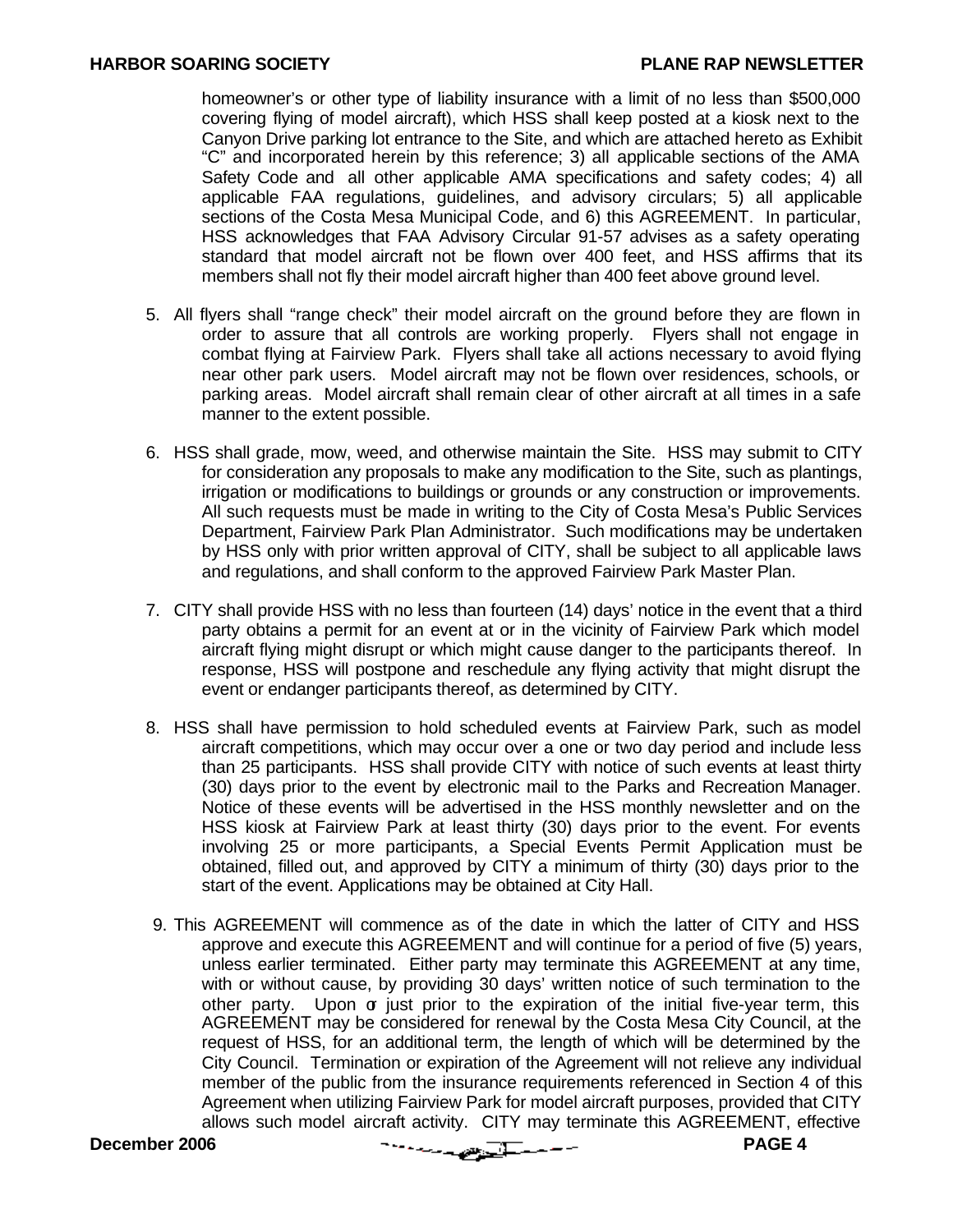homeowner's or other type of liability insurance with a limit of no less than $500,000 covering flying of model aircraft), which HSS shall keep posted at a kiosk next to the Canyon Drive parking lot entrance to the Site, and which are attached hereto as Exhibit "C" and incorporated herein by this reference; 3) all applicable sections of the AMA Safety Code and all other applicable AMA specifications and safety codes; 4) all applicable FAA regulations, guidelines, and advisory circulars; 5) all applicable sections of the Costa Mesa Municipal Code, and 6) this AGREEMENT. In particular, HSS acknowledges that FAA Advisory Circular 91-57 advises as a safety operating standard that model aircraft not be flown over 400 feet, and HSS affirms that its members shall not fly their model aircraft higher than 400 feet above ground level.

5. All flyers shall "range check" their model aircraft on the ground before they are flown in order to assure that all controls are working properly. Flyers shall not engage in combat flying at Fairview Park. Flyers shall take all actions necessary to avoid flying near other park users. Model aircraft may not be flown over residences, schools, or parking areas. Model aircraft shall remain clear of other aircraft at all times in a safe manner to the extent possible.

6. HSS shall grade, mow, weed, and otherwise maintain the Site. HSS may submit to CITY for consideration any proposals to make any modification to the Site, such as plantings, irrigation or modifications to buildings or grounds or any construction or improvements. All such requests must be made in writing to the City of Costa Mesa's Public Services Department, Fairview Park Plan Administrator. Such modifications may be undertaken by HSS only with prior written approval of CITY, shall be subject to all applicable laws and regulations, and shall conform to the approved Fairview Park Master Plan.

7. CITY shall provide HSS with no less than fourteen (14) days' notice in the event that a third party obtains a permit for an event at or in the vicinity of Fairview Park which model aircraft flying might disrupt or which might cause danger to the participants thereof. In response, HSS will postpone and reschedule any flying activity that might disrupt the event or endanger participants thereof, as determined by CITY.

8. HSS shall have permission to hold scheduled events at Fairview Park, such as model aircraft competitions, which may occur over a one or two day period and include less than 25 participants. HSS shall provide CITY with notice of such events at least thirty (30) days prior to the event by electronic mail to the Parks and Recreation Manager. Notice of these events will be advertised in the HSS monthly newsletter and on the HSS kiosk at Fairview Park at least thirty (30) days prior to the event. For events involving 25 or more participants, a Special Events Permit Application must be obtained, filled out, and approved by CITY a minimum of thirty (30) days prior to the start of the event. Applications may be obtained at City Hall.

9. This AGREEMENT will commence as of the date in which the latter of CITY and HSS approve and execute this AGREEMENT and will continue for a period of five (5) years, unless earlier terminated. Either party may terminate this AGREEMENT at any time, with or without cause, by providing 30 days' written notice of such termination to the other party. Upon or just prior to the expiration of the initial five-year term, this AGREEMENT may be considered for renewal by the Costa Mesa City Council, at the request of HSS, for an additional term, the length of which will be determined by the City Council. Termination or expiration of the Agreement will not relieve any individual member of the public from the insurance requirements referenced in Section 4 of this Agreement when utilizing Fairview Park for model aircraft purposes, provided that CITY allows such model aircraft activity. CITY may terminate this AGREEMENT, effective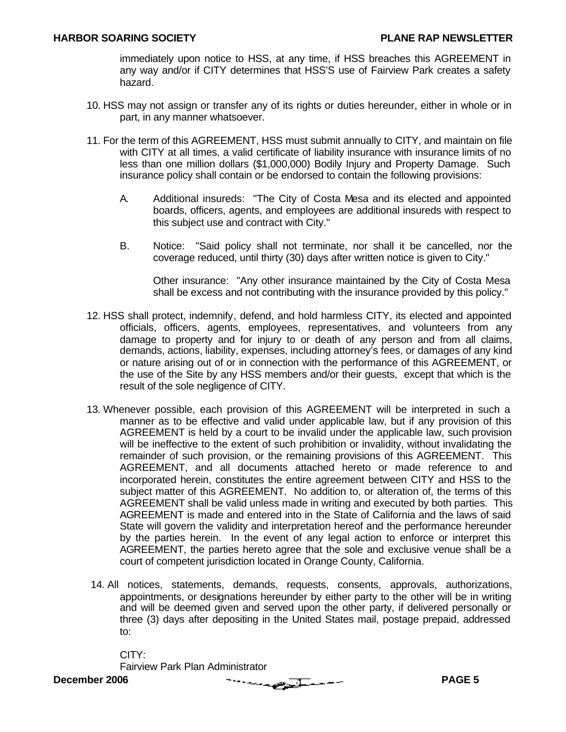immediately upon notice to HSS, at any time, if HSS breaches this AGREEMENT in any way and/or if CITY determines that HSS'S use of Fairview Park creates a safety hazard.

10. HSS may not assign or transfer any of its rights or duties hereunder, either in whole or in part, in any manner whatsoever.

11. For the term of this AGREEMENT, HSS must submit annually to CITY, and maintain on file with CITY at all times, a valid certificate of liability insurance with insurance limits of no less than one million dollars ($1,000,000) Bodily Injury and Property Damage. Such insurance policy shall contain or be endorsed to contain the following provisions:

    A. Additional insureds: "The City of Costa Mesa and its elected and appointed boards, officers, agents, and employees are additional insureds with respect to this subject use and contract with City."

    B. Notice: "Said policy shall not terminate, nor shall it be cancelled, nor the coverage reduced, until thirty (30) days after written notice is given to City."

    Other insurance: "Any other insurance maintained by the City of Costa Mesa shall be excess and not contributing with the insurance provided by this policy."

12. HSS shall protect, indemnify, defend, and hold harmless CITY, its elected and appointed officials, officers, agents, employees, representatives, and volunteers from any damage to property and for injury to or death of any person and from all claims, demands, actions, liability, expenses, including attorney's fees, or damages of any kind or nature arising out of or in connection with the performance of this AGREEMENT, or the use of the Site by any HSS members and/or their guests, except that which is the result of the sole negligence of CITY.

13. Whenever possible, each provision of this AGREEMENT will be interpreted in such a manner as to be effective and valid under applicable law, but if any provision of this AGREEMENT is held by a court to be invalid under the applicable law, such provision will be ineffective to the extent of such prohibition or invalidity, without invalidating the remainder of such provision, or the remaining provisions of this AGREEMENT. This AGREEMENT, and all documents attached hereto or made reference to and incorporated herein, constitutes the entire agreement between CITY and HSS to the subject matter of this AGREEMENT. No addition to, or alteration of, the terms of this AGREEMENT shall be valid unless made in writing and executed by both parties. This AGREEMENT is made and entered into in the State of California and the laws of said State will govern the validity and interpretation hereof and the performance hereunder by the parties herein. In the event of any legal action to enforce or interpret this AGREEMENT, the parties hereto agree that the sole and exclusive venue shall be a court of competent jurisdiction located in Orange County, California.

14. All notices, statements, demands, requests, consents, approvals, authorizations, appointments, or designations hereunder by either party to the other will be in writing and will be deemed given and served upon the other party, if delivered personally or three (3) days after depositing in the United States mail, postage prepaid, addressed to:

    CITY:
    Fairview Park Plan Administrator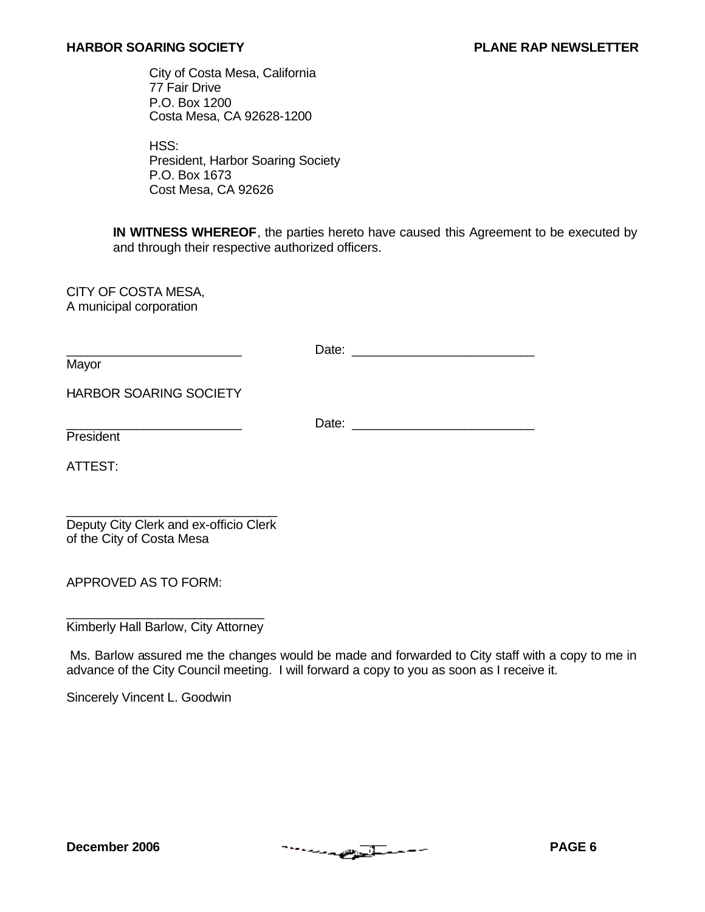City of Costa Mesa, California
77 Fair Drive
P.O. Box 1200
Costa Mesa, CA 92628-1200

HSS:
President, Harbor Soaring Society
P.O. Box 1673
Cost Mesa, CA 92626

**IN WITNESS WHEREOF**, the parties hereto have caused this Agreement to be executed by and through their respective authorized officers.

CITY OF COSTA MESA,
A municipal corporation

_________________________ Date: __________________________
Mayor

HARBOR SOARING SOCIETY

_________________________ Date: __________________________
President

ATTEST:

______________________________
Deputy City Clerk and ex-officio Clerk
of the City of Costa Mesa

APPROVED AS TO FORM:

____________________________
Kimberly Hall Barlow, City Attorney

Ms. Barlow assured me the changes would be made and forwarded to City staff with a copy to me in advance of the City Council meeting. I will forward a copy to you as soon as I receive it.

Sincerely Vincent L. Goodwin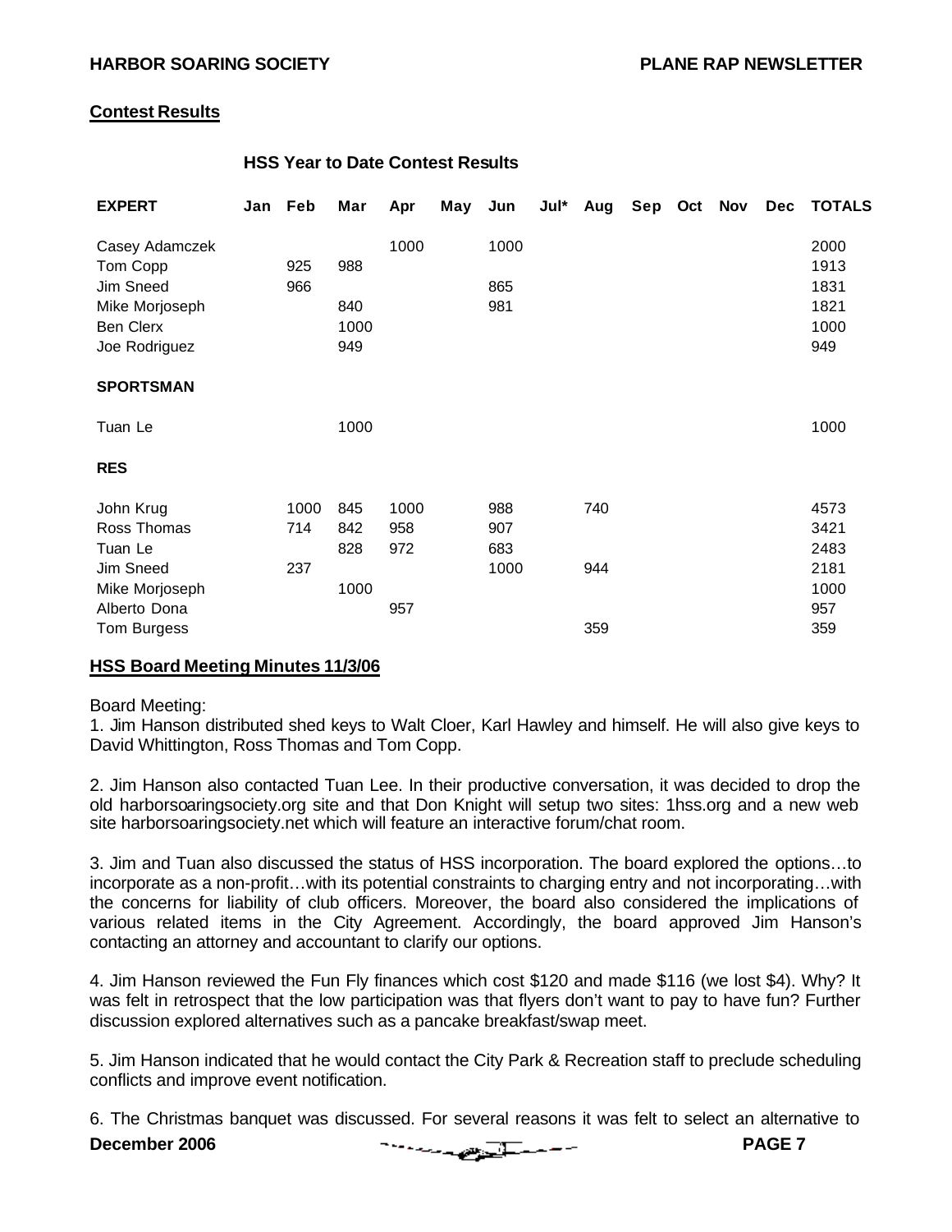## Contest Results

### HSS Year to Date Contest Results

| EXPERT | Jan | Feb | Mar | Apr | May | Jun | Jul* | Aug | Sep | Oct | Nov | Dec | TOTALS |
|---|---|---|---|---|---|---|---|---|---|---|---|---|---|
| Casey Adamczek | | | | 1000 | | 1000 | | | | | | | 2000 |
| Tom Copp | | 925 | 988 | | | | | | | | | | 1913 |
| Jim Sneed | | 966 | | | | 865 | | | | | | | 1831 |
| Mike Morjoseph | | | 840 | | | 981 | | | | | | | 1821 |
| Ben Clerx | | | 1000 | | | | | | | | | | 1000 |
| Joe Rodriguez | | | 949 | | | | | | | | | | 949 |
| **SPORTSMAN** | | | | | | | | | | | | | |
| Tuan Le | | | 1000 | | | | | | | | | | 1000 |
| **RES** | | | | | | | | | | | | | |
| John Krug | | 1000 | 845 | 1000 | | 988 | | 740 | | | | | 4573 |
| Ross Thomas | | 714 | 842 | 958 | | 907 | | | | | | | 3421 |
| Tuan Le | | | 828 | 972 | | 683 | | | | | | | 2483 |
| Jim Sneed | | 237 | | | | 1000 | | 944 | | | | | 2181 |
| Mike Morjoseph | | | 1000 | | | | | | | | | | 1000 |
| Alberto Dona | | | | 957 | | | | | | | | | 957 |
| Tom Burgess | | | | | | | | 359 | | | | | 359 |

## HSS Board Meeting Minutes 11/3/06

Board Meeting:

1. Jim Hanson distributed shed keys to Walt Cloer, Karl Hawley and himself. He will also give keys to David Whittington, Ross Thomas and Tom Copp.

2. Jim Hanson also contacted Tuan Lee. In their productive conversation, it was decided to drop the old harborsoaringsociety.org site and that Don Knight will setup two sites: 1hss.org and a new web site harborsoaringsociety.net which will feature an interactive forum/chat room.

3. Jim and Tuan also discussed the status of HSS incorporation. The board explored the options…to incorporate as a non-profit…with its potential constraints to charging entry and not incorporating…with the concerns for liability of club officers. Moreover, the board also considered the implications of various related items in the City Agreement. Accordingly, the board approved Jim Hanson's contacting an attorney and accountant to clarify our options.

4. Jim Hanson reviewed the Fun Fly finances which cost $120 and made $116 (we lost $4). Why? It was felt in retrospect that the low participation was that flyers don't want to pay to have fun? Further discussion explored alternatives such as a pancake breakfast/swap meet.

5. Jim Hanson indicated that he would contact the City Park & Recreation staff to preclude scheduling conflicts and improve event notification.

6. The Christmas banquet was discussed. For several reasons it was felt to select an alternative to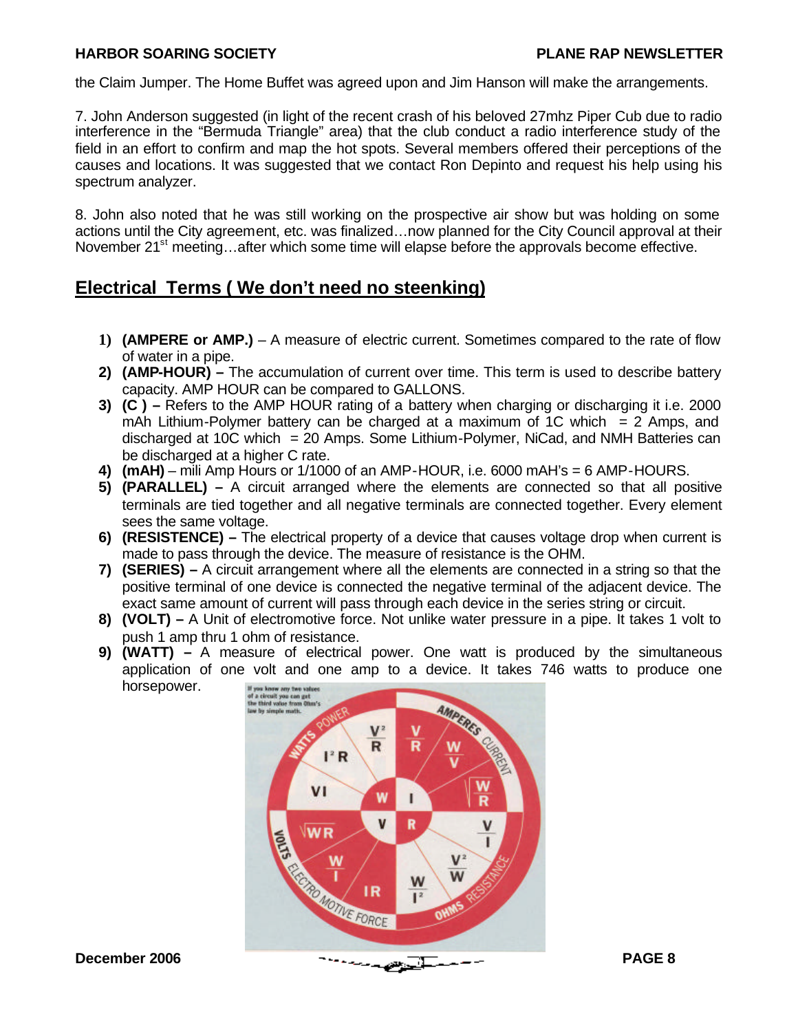the Claim Jumper. The Home Buffet was agreed upon and Jim Hanson will make the arrangements.

7. John Anderson suggested (in light of the recent crash of his beloved 27mhz Piper Cub due to radio interference in the "Bermuda Triangle" area) that the club conduct a radio interference study of the field in an effort to confirm and map the hot spots. Several members offered their perceptions of the causes and locations. It was suggested that we contact Ron Depinto and request his help using his spectrum analyzer.

8. John also noted that he was still working on the prospective air show but was holding on some actions until the City agreement, etc. was finalized…now planned for the City Council approval at their November 21st meeting…after which some time will elapse before the approvals become effective.

## Electrical Terms ( We don't need no steenking)

1) **(AMPERE or AMP.)** – A measure of electric current. Sometimes compared to the rate of flow of water in a pipe.
2) **(AMP-HOUR) –** The accumulation of current over time. This term is used to describe battery capacity. AMP HOUR can be compared to GALLONS.
3) **(C ) –** Refers to the AMP HOUR rating of a battery when charging or discharging it i.e. 2000 mAh Lithium-Polymer battery can be charged at a maximum of 1C which = 2 Amps, and discharged at 10C which = 20 Amps. Some Lithium-Polymer, NiCad, and NMH Batteries can be discharged at a higher C rate.
4) **(mAH)** – mili Amp Hours or 1/1000 of an AMP-HOUR, i.e. 6000 mAH's = 6 AMP-HOURS.
5) **(PARALLEL) –** A circuit arranged where the elements are connected so that all positive terminals are tied together and all negative terminals are connected together. Every element sees the same voltage.
6) **(RESISTENCE) –** The electrical property of a device that causes voltage drop when current is made to pass through the device. The measure of resistance is the OHM.
7) **(SERIES) –** A circuit arrangement where all the elements are connected in a string so that the positive terminal of one device is connected the negative terminal of the adjacent device. The exact same amount of current will pass through each device in the series string or circuit.
8) **(VOLT) –** A Unit of electromotive force. Not unlike water pressure in a pipe. It takes 1 volt to push 1 amp thru 1 ohm of resistance.
9) **(WATT) –** A measure of electrical power. One watt is produced by the simultaneous application of one volt and one amp to a device. It takes 746 watts to produce one horsepower.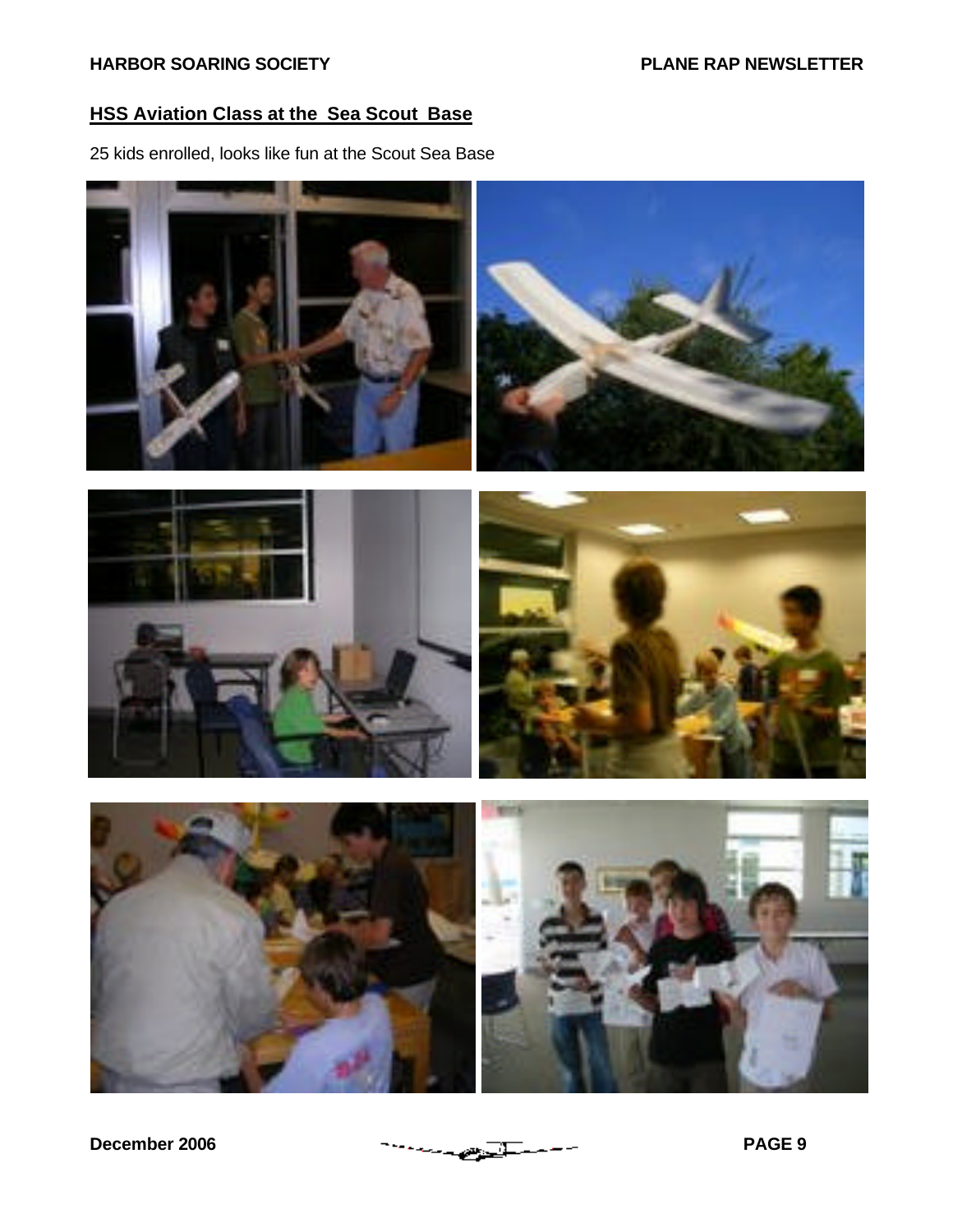## HSS Aviation Class at the Sea Scout Base

25 kids enrolled, looks like fun at the Scout Sea Base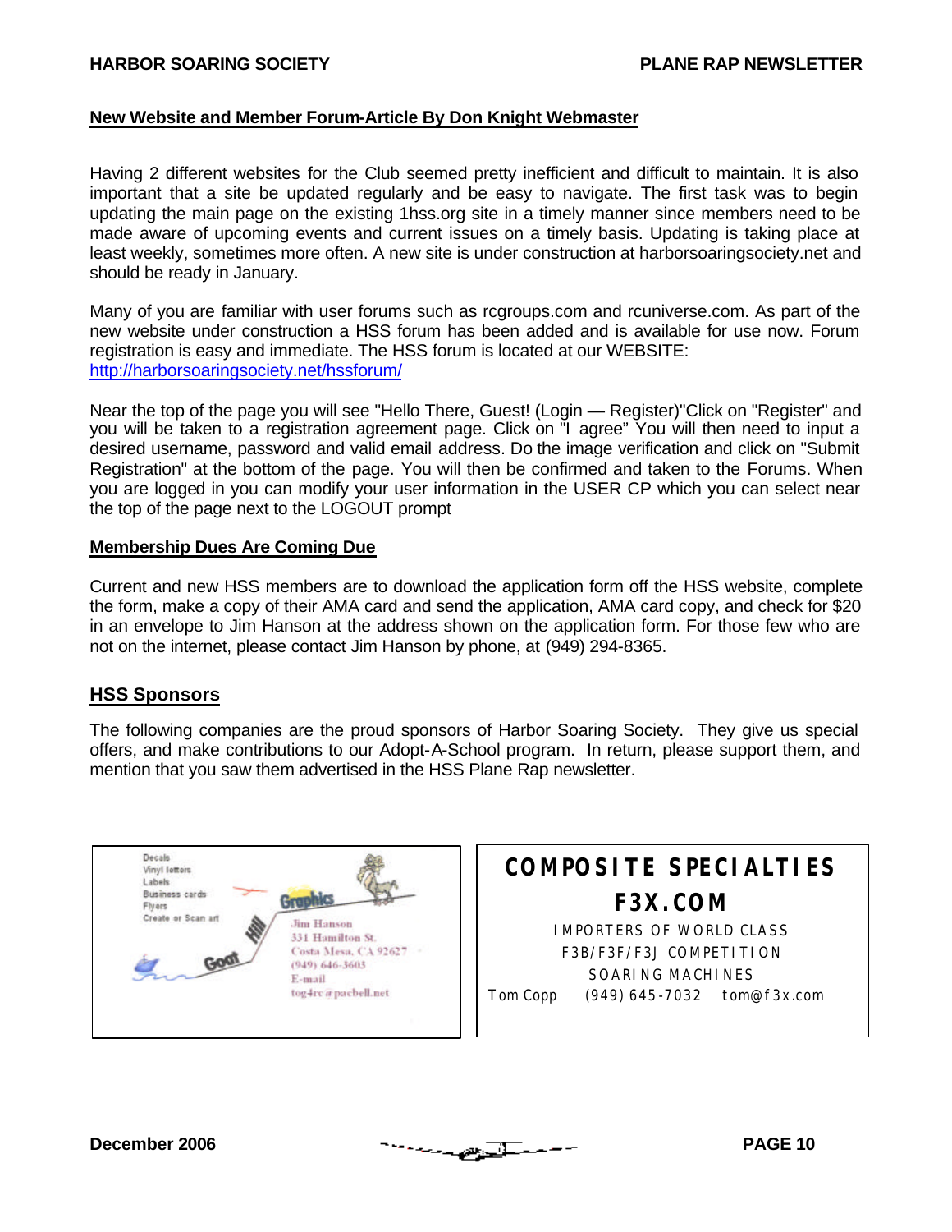## New Website and Member Forum-Article By Don Knight Webmaster

Having 2 different websites for the Club seemed pretty inefficient and difficult to maintain. It is also important that a site be updated regularly and be easy to navigate. The first task was to begin updating the main page on the existing 1hss.org site in a timely manner since members need to be made aware of upcoming events and current issues on a timely basis. Updating is taking place at least weekly, sometimes more often. A new site is under construction at harborsoaringsociety.net and should be ready in January.

Many of you are familiar with user forums such as rcgroups.com and rcuniverse.com. As part of the new website under construction a HSS forum has been added and is available for use now. Forum registration is easy and immediate. The HSS forum is located at our WEBSITE: http://harborsoaringsociety.net/hssforum/

Near the top of the page you will see "Hello There, Guest! (Login — Register)"Click on "Register" and you will be taken to a registration agreement page. Click on "I agree" You will then need to input a desired username, password and valid email address. Do the image verification and click on "Submit Registration" at the bottom of the page. You will then be confirmed and taken to the Forums. When you are logged in you can modify your user information in the USER CP which you can select near the top of the page next to the LOGOUT prompt

## Membership Dues Are Coming Due

Current and new HSS members are to download the application form off the HSS website, complete the form, make a copy of their AMA card and send the application, AMA card copy, and check for $20 in an envelope to Jim Hanson at the address shown on the application form. For those few who are not on the internet, please contact Jim Hanson by phone, at (949) 294-8365.

## HSS Sponsors

The following companies are the proud sponsors of Harbor Soaring Society. They give us special offers, and make contributions to our Adopt-A-School program. In return, please support them, and mention that you saw them advertised in the HSS Plane Rap newsletter.

Decals
Vinyl letters
Labels
Business cards
Flyers
Create or Scan art

Goat Hill Graphics

Jim Hanson
331 Hamilton St.
Costa Mesa, CA 92627
(949) 646-3603
E-mail
tog4rc@pacbell.net

**COMPOSITE SPECIALTIES**

**F3X.COM**

IMPORTERS OF WORLD CLASS
F3B/F3F/F3J COMPETITION
SOARING MACHINES

Tom Copp (949) 645-7032 tom@f3x.com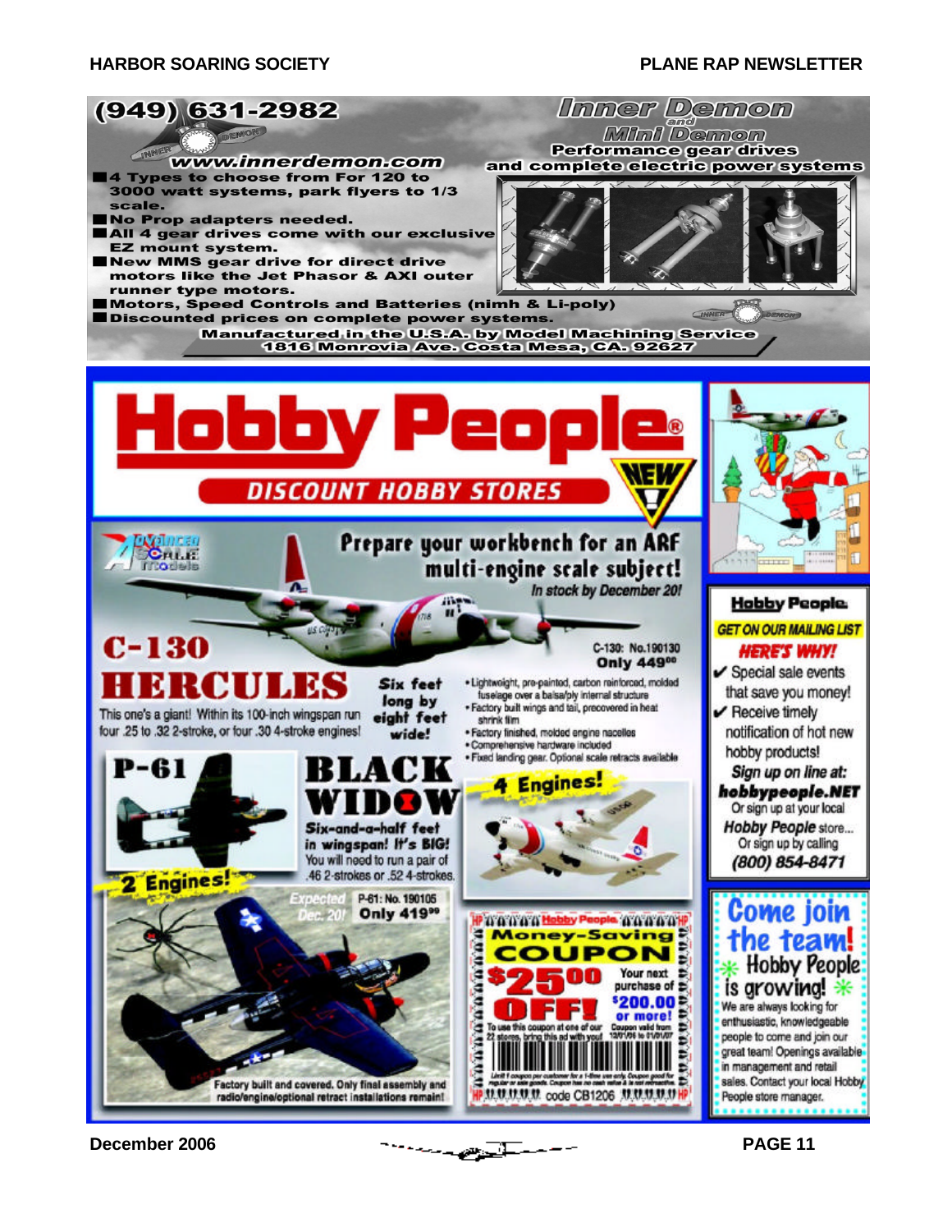# Inner Demon and Mini Demon

**(949) 631-2982**

**www.innerdemon.com**

**Performance gear drives and complete electric power systems**

- 4 Types to choose from For 120 to 3000 watt systems, park flyers to 1/3 scale.
- No Prop adapters needed.
- All 4 gear drives come with our exclusive EZ mount system.
- New MMS gear drive for direct drive motors like the Jet Phasor & AXI outer runner type motors.
- Motors, Speed Controls and Batteries (nimh & Li-poly)
- Discounted prices on complete power systems.

**Manufactured in the U.S.A. by Model Machining Service**
**1816 Monrovia Ave. Costa Mesa, CA. 92627**

---

# Hobby People®

## DISCOUNT HOBBY STORES

**NEW!**

Advanced Scale Models

## Prepare your workbench for an ARF multi-engine scale subject!

*In stock by December 20!*

## C-130 HERCULES

This one's a giant! Within its 100-inch wingspan run four .25 to .32 2-stroke, or four .30 4-stroke engines!

*Six feet long by eight feet wide!*

C-130: No.190130
**Only 449^00**

- Lightweight, pre-painted, carbon reinforced, molded fuselage over a balsa/ply internal structure
- Factory built wings and tail, precovered in heat shrink film
- Factory finished, molded engine nacelles
- Comprehensive hardware included
- Fixed landing gear. Optional scale retracts available

**4 Engines!**

## P-61 BLACK WIDOW

*Six-and-a-half feet in wingspan! It's BIG!*

You will need to run a pair of .46 2-strokes or .52 4-strokes.

**2 Engines!**

*Expected Dec. 20!*

P-61: No. 190105
**Only 419^99**

Factory built and covered. Only final assembly and radio/engine/optional retract installations remain!

### Hobby People Money-Saving COUPON

**$25^00 OFF!** Your next purchase of **$200.00 or more!**

To use this coupon at one of our 22 stores, bring this ad with you! Coupon valid from 12/01/06 to 01/01/07

Limit 1 coupon per customer for a 1-time use only. Coupon good for regular or sale goods. Coupon has no cash value & is not retroactive.

code CB1206

### Hobby People

**GET ON OUR MAILING LIST**

**HERE'S WHY!**

- ✔ Special sale events that save you money!
- ✔ Receive timely notification of hot new hobby products!

*Sign up on line at:*
**hobbypeople.NET**
Or sign up at your local *Hobby People* store...
Or sign up by calling
**(800) 854-8471**

### Come join the team!

**Hobby People is growing!**

We are always looking for enthusiastic, knowledgeable people to come and join our great team! Openings available in management and retail sales. Contact your local Hobby People store manager.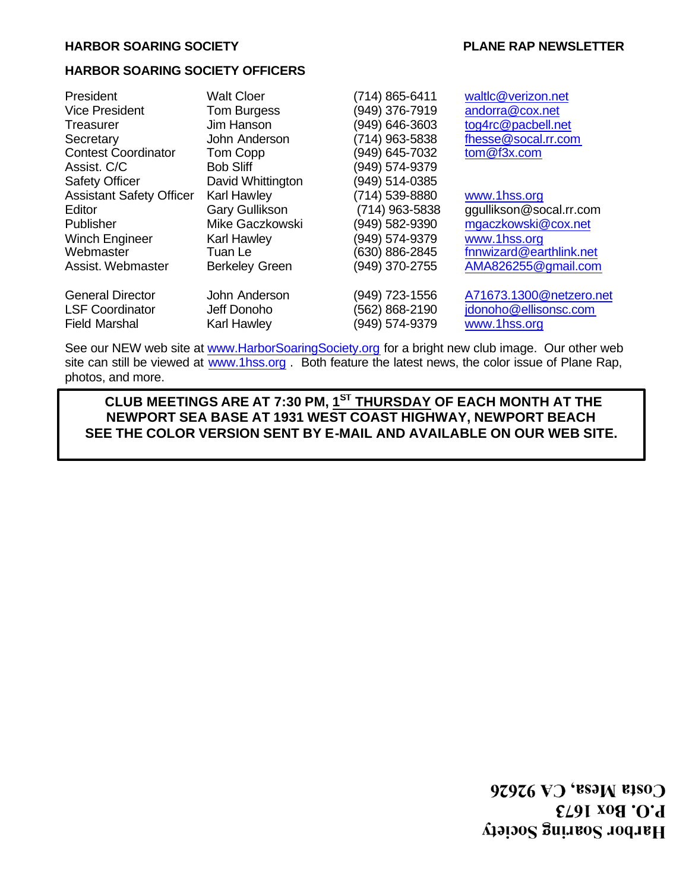## HARBOR SOARING SOCIETY OFFICERS

| | | | |
|---|---|---|---|
| President | Walt Cloer | (714) 865-6411 | waltlc@verizon.net |
| Vice President | Tom Burgess | (949) 376-7919 | andorra@cox.net |
| Treasurer | Jim Hanson | (949) 646-3603 | tog4rc@pacbell.net |
| Secretary | John Anderson | (714) 963-5838 | fhesse@socal.rr.com |
| Contest Coordinator | Tom Copp | (949) 645-7032 | tom@f3x.com |
| Assist. C/C | Bob Sliff | (949) 574-9379 | |
| Safety Officer | David Whittington | (949) 514-0385 | |
| Assistant Safety Officer | Karl Hawley | (714) 539-8880 | www.1hss.org |
| Editor | Gary Gullikson | (714) 963-5838 | ggullikson@socal.rr.com |
| Publisher | Mike Gaczkowski | (949) 582-9390 | mgaczkowski@cox.net |
| Winch Engineer | Karl Hawley | (949) 574-9379 | www.1hss.org |
| Webmaster | Tuan Le | (630) 886-2845 | fnnwizard@earthlink.net |
| Assist. Webmaster | Berkeley Green | (949) 370-2755 | AMA826255@gmail.com |
| General Director | John Anderson | (949) 723-1556 | A71673.1300@netzero.net |
| LSF Coordinator | Jeff Donoho | (562) 868-2190 | jdonoho@ellisonsc.com |
| Field Marshal | Karl Hawley | (949) 574-9379 | www.1hss.org |

See our NEW web site at www.HarborSoaringSociety.org for a bright new club image. Our other web site can still be viewed at www.1hss.org . Both feature the latest news, the color issue of Plane Rap, photos, and more.

**CLUB MEETINGS ARE AT 7:30 PM, 1ST THURSDAY OF EACH MONTH AT THE NEWPORT SEA BASE AT 1931 WEST COAST HIGHWAY, NEWPORT BEACH**
**SEE THE COLOR VERSION SENT BY E-MAIL AND AVAILABLE ON OUR WEB SITE.**

**Harbor Soaring Society**
**P.O. Box 1673**
**Costa Mesa, CA 92626**